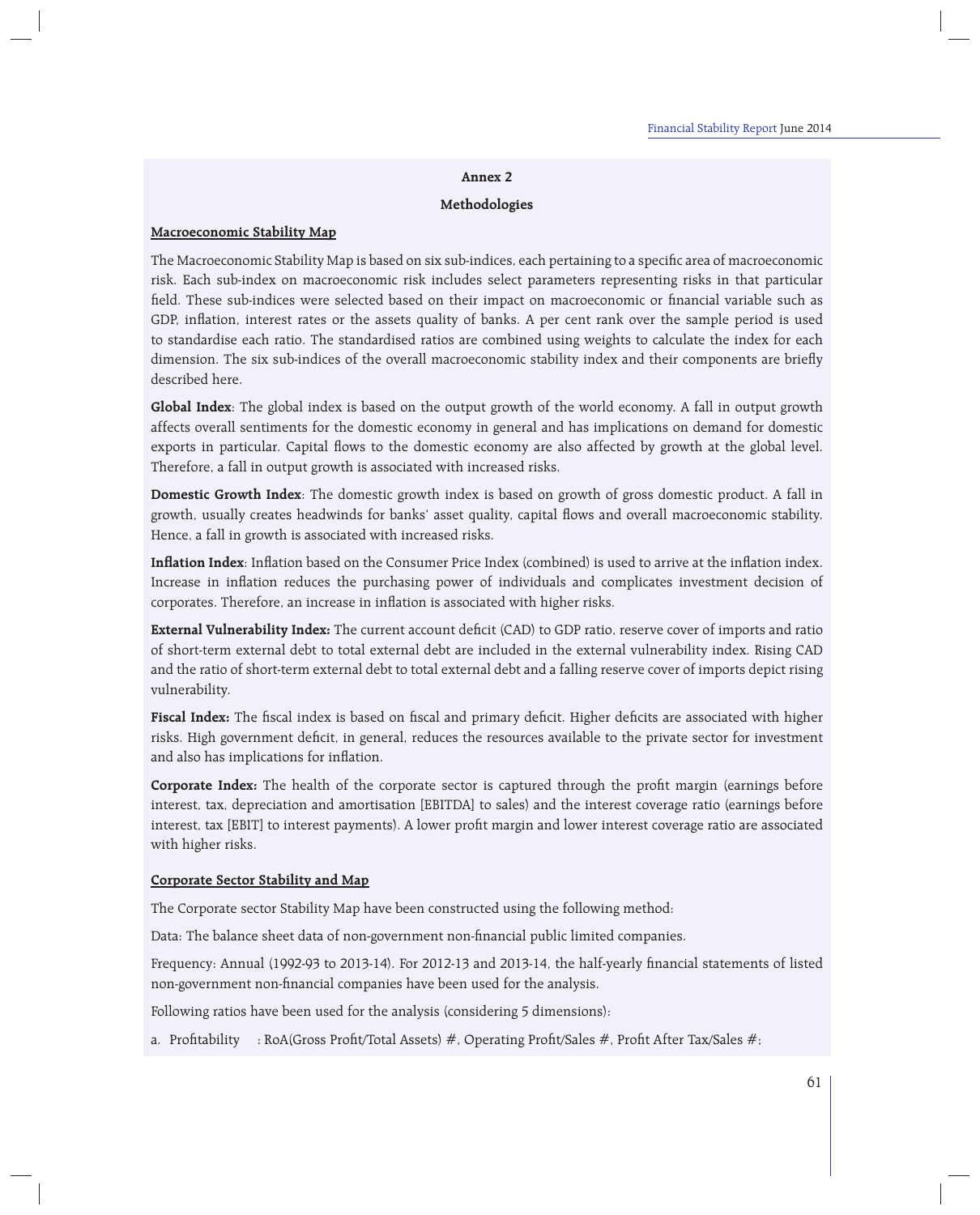## Annex 2

### Methodologies

**Macroeconomic Stability Map**

The Macroeconomic Stability Map is based on six sub-indices, each pertaining to a specific area of macroeconomic risk. Each sub-index on macroeconomic risk includes select parameters representing risks in that particular field. These sub-indices were selected based on their impact on macroeconomic or financial variable such as GDP, inflation, interest rates or the assets quality of banks. A per cent rank over the sample period is used to standardise each ratio. The standardised ratios are combined using weights to calculate the index for each dimension. The six sub-indices of the overall macroeconomic stability index and their components are briefly described here.

**Global Index**: The global index is based on the output growth of the world economy. A fall in output growth affects overall sentiments for the domestic economy in general and has implications on demand for domestic exports in particular. Capital flows to the domestic economy are also affected by growth at the global level. Therefore, a fall in output growth is associated with increased risks.

**Domestic Growth Index**: The domestic growth index is based on growth of gross domestic product. A fall in growth, usually creates headwinds for banks' asset quality, capital flows and overall macroeconomic stability. Hence, a fall in growth is associated with increased risks.

**Inflation Index**: Inflation based on the Consumer Price Index (combined) is used to arrive at the inflation index. Increase in inflation reduces the purchasing power of individuals and complicates investment decision of corporates. Therefore, an increase in inflation is associated with higher risks.

**External Vulnerability Index:** The current account deficit (CAD) to GDP ratio, reserve cover of imports and ratio of short-term external debt to total external debt are included in the external vulnerability index. Rising CAD and the ratio of short-term external debt to total external debt and a falling reserve cover of imports depict rising vulnerability.

**Fiscal Index:** The fiscal index is based on fiscal and primary deficit. Higher deficits are associated with higher risks. High government deficit, in general, reduces the resources available to the private sector for investment and also has implications for inflation.

**Corporate Index:** The health of the corporate sector is captured through the profit margin (earnings before interest, tax, depreciation and amortisation [EBITDA] to sales) and the interest coverage ratio (earnings before interest, tax [EBIT] to interest payments). A lower profit margin and lower interest coverage ratio are associated with higher risks.

**Corporate Sector Stability and Map**

The Corporate sector Stability Map have been constructed using the following method:

Data: The balance sheet data of non-government non-financial public limited companies.

Frequency: Annual (1992-93 to 2013-14). For 2012-13 and 2013-14, the half-yearly financial statements of listed non-government non-financial companies have been used for the analysis.

Following ratios have been used for the analysis (considering 5 dimensions):

a. Profitability : RoA(Gross Profit/Total Assets) #, Operating Profit/Sales #, Profit After Tax/Sales #;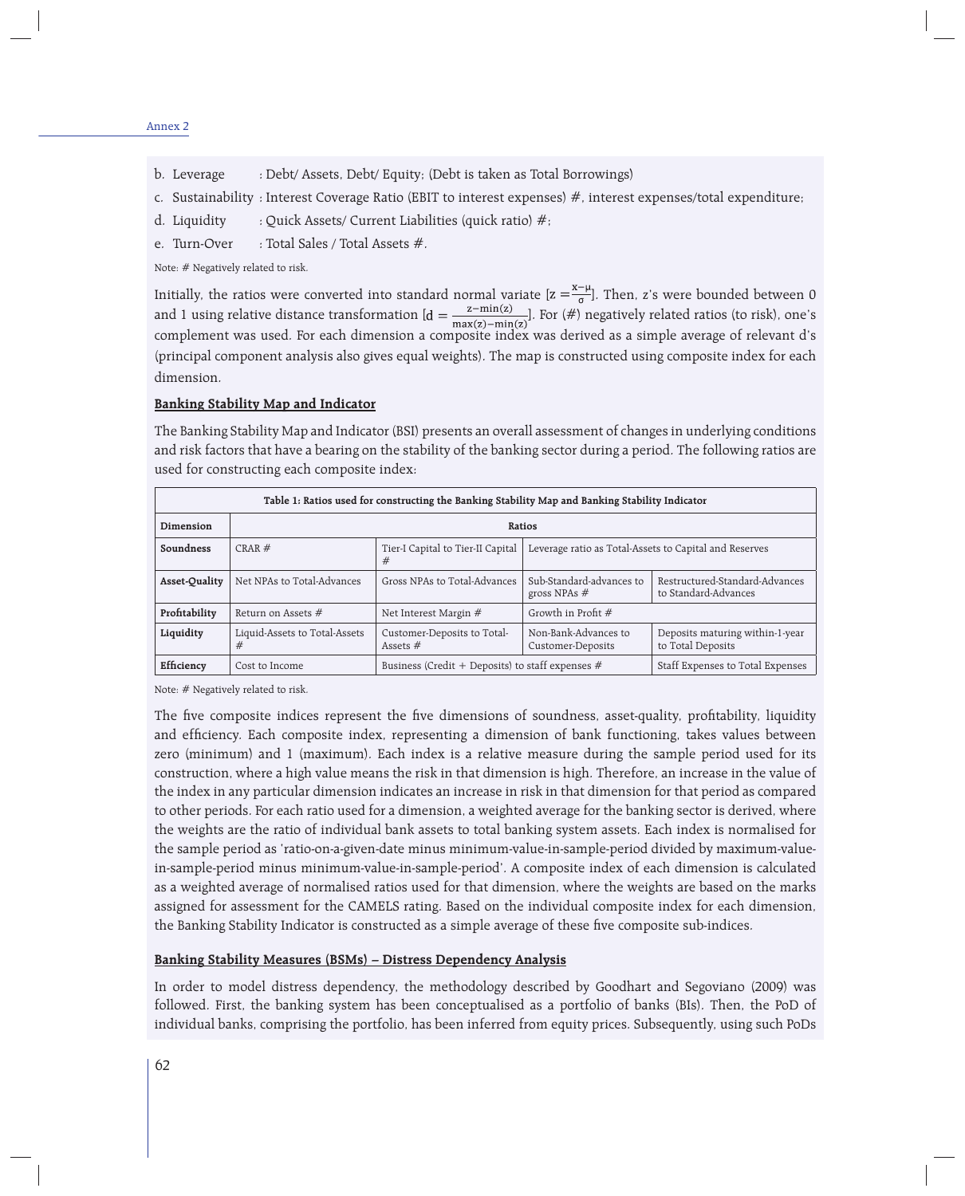b. Leverage : Debt/ Assets, Debt/ Equity; (Debt is taken as Total Borrowings)

c. Sustainability : Interest Coverage Ratio (EBIT to interest expenses) #, interest expenses/total expenditure;

d. Liquidity : Quick Assets/ Current Liabilities (quick ratio) #;

e. Turn-Over : Total Sales / Total Assets #.

Note: # Negatively related to risk.

Initially, the ratios were converted into standard normal variate [$z = \frac{x-\mu}{\sigma}$]. Then, z's were bounded between 0 and 1 using relative distance transformation [$d = \frac{z-\min(z)}{\max(z)-\min(z)}$]. For (#) negatively related ratios (to risk), one's complement was used. For each dimension a composite index was derived as a simple average of relevant d's (principal component analysis also gives equal weights). The map is constructed using composite index for each dimension.

**Banking Stability Map and Indicator**

The Banking Stability Map and Indicator (BSI) presents an overall assessment of changes in underlying conditions and risk factors that have a bearing on the stability of the banking sector during a period. The following ratios are used for constructing each composite index:

**Table 1: Ratios used for constructing the Banking Stability Map and Banking Stability Indicator**

| Dimension | Ratios | | | |
|---|---|---|---|---|
| **Soundness** | CRAR # | Tier-I Capital to Tier-II Capital # | Leverage ratio as Total-Assets to Capital and Reserves | |
| **Asset-Quality** | Net NPAs to Total-Advances | Gross NPAs to Total-Advances | Sub-Standard-advances to gross NPAs # | Restructured-Standard-Advances to Standard-Advances |
| **Profitability** | Return on Assets # | Net Interest Margin # | Growth in Profit # | |
| **Liquidity** | Liquid-Assets to Total-Assets # | Customer-Deposits to Total-Assets # | Non-Bank-Advances to Customer-Deposits | Deposits maturing within-1-year to Total Deposits |
| **Efficiency** | Cost to Income | Business (Credit + Deposits) to staff expenses # | | Staff Expenses to Total Expenses |

Note: # Negatively related to risk.

The five composite indices represent the five dimensions of soundness, asset-quality, profitability, liquidity and efficiency. Each composite index, representing a dimension of bank functioning, takes values between zero (minimum) and 1 (maximum). Each index is a relative measure during the sample period used for its construction, where a high value means the risk in that dimension is high. Therefore, an increase in the value of the index in any particular dimension indicates an increase in risk in that dimension for that period as compared to other periods. For each ratio used for a dimension, a weighted average for the banking sector is derived, where the weights are the ratio of individual bank assets to total banking system assets. Each index is normalised for the sample period as 'ratio-on-a-given-date minus minimum-value-in-sample-period divided by maximum-value-in-sample-period minus minimum-value-in-sample-period'. A composite index of each dimension is calculated as a weighted average of normalised ratios used for that dimension, where the weights are based on the marks assigned for assessment for the CAMELS rating. Based on the individual composite index for each dimension, the Banking Stability Indicator is constructed as a simple average of these five composite sub-indices.

**Banking Stability Measures (BSMs) – Distress Dependency Analysis**

In order to model distress dependency, the methodology described by Goodhart and Segoviano (2009) was followed. First, the banking system has been conceptualised as a portfolio of banks (BIs). Then, the PoD of individual banks, comprising the portfolio, has been inferred from equity prices. Subsequently, using such PoDs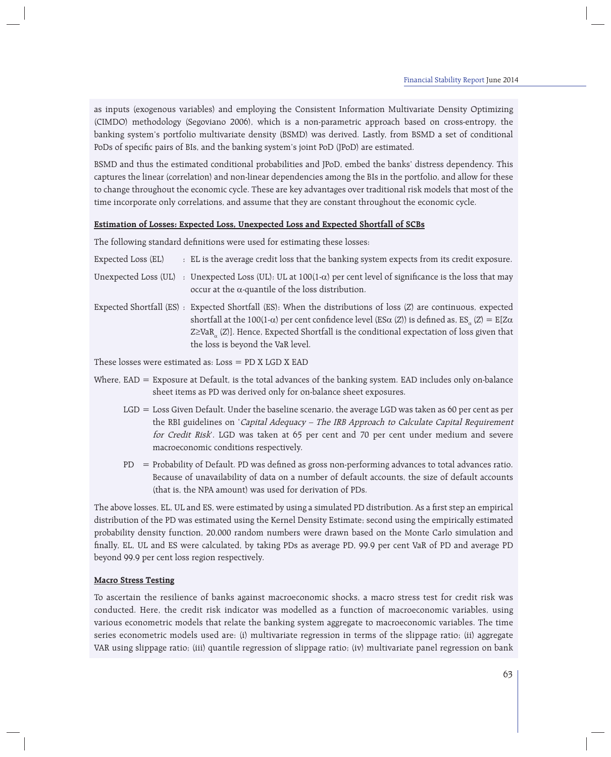as inputs (exogenous variables) and employing the Consistent Information Multivariate Density Optimizing (CIMDO) methodology (Segoviano 2006), which is a non-parametric approach based on cross-entropy, the banking system's portfolio multivariate density (BSMD) was derived. Lastly, from BSMD a set of conditional PoDs of specific pairs of BIs, and the banking system's joint PoD (JPoD) are estimated.

BSMD and thus the estimated conditional probabilities and JPoD, embed the banks' distress dependency. This captures the linear (correlation) and non-linear dependencies among the BIs in the portfolio, and allow for these to change throughout the economic cycle. These are key advantages over traditional risk models that most of the time incorporate only correlations, and assume that they are constant throughout the economic cycle.

**Estimation of Losses: Expected Loss, Unexpected Loss and Expected Shortfall of SCBs**

The following standard definitions were used for estimating these losses:

Expected Loss (EL) : EL is the average credit loss that the banking system expects from its credit exposure.

Unexpected Loss (UL) : Unexpected Loss (UL): UL at 100(1-$\alpha$) per cent level of significance is the loss that may occur at the $\alpha$-quantile of the loss distribution.

Expected Shortfall (ES) : Expected Shortfall (ES): When the distributions of loss (Z) are continuous, expected shortfall at the 100(1-$\alpha$) per cent confidence level ($ES\alpha$ (Z)) is defined as, $ES_{\alpha}(Z) = E[Z\alpha \; Z \geq VaR_{\alpha}(Z)]$. Hence, Expected Shortfall is the conditional expectation of loss given that the loss is beyond the VaR level.

These losses were estimated as: Loss = PD X LGD X EAD

Where, EAD = Exposure at Default, is the total advances of the banking system. EAD includes only on-balance sheet items as PD was derived only for on-balance sheet exposures.

LGD = Loss Given Default. Under the baseline scenario, the average LGD was taken as 60 per cent as per the RBI guidelines on '*Capital Adequacy – The IRB Approach to Calculate Capital Requirement for Credit Risk*'. LGD was taken at 65 per cent and 70 per cent under medium and severe macroeconomic conditions respectively.

PD = Probability of Default. PD was defined as gross non-performing advances to total advances ratio. Because of unavailability of data on a number of default accounts, the size of default accounts (that is, the NPA amount) was used for derivation of PDs.

The above losses, EL, UL and ES, were estimated by using a simulated PD distribution. As a first step an empirical distribution of the PD was estimated using the Kernel Density Estimate; second using the empirically estimated probability density function, 20,000 random numbers were drawn based on the Monte Carlo simulation and finally, EL, UL and ES were calculated, by taking PDs as average PD, 99.9 per cent VaR of PD and average PD beyond 99.9 per cent loss region respectively.

**Macro Stress Testing**

To ascertain the resilience of banks against macroeconomic shocks, a macro stress test for credit risk was conducted. Here, the credit risk indicator was modelled as a function of macroeconomic variables, using various econometric models that relate the banking system aggregate to macroeconomic variables. The time series econometric models used are: (i) multivariate regression in terms of the slippage ratio; (ii) aggregate VAR using slippage ratio; (iii) quantile regression of slippage ratio; (iv) multivariate panel regression on bank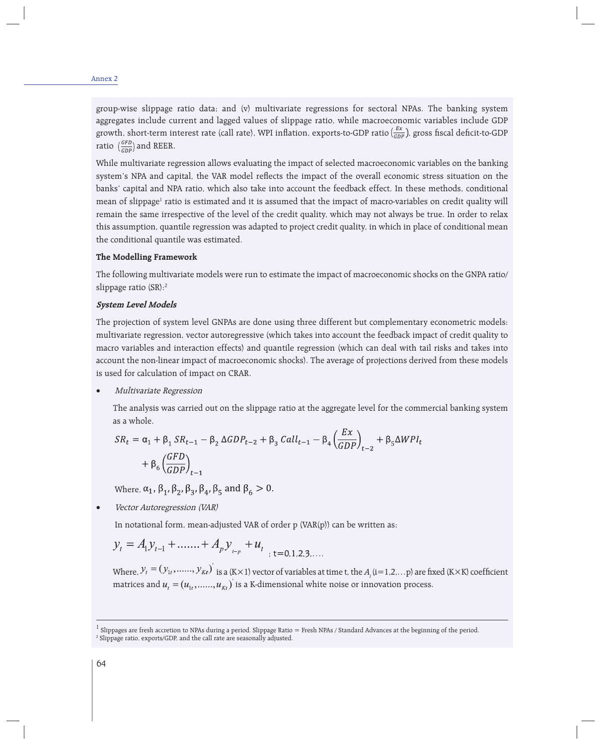group-wise slippage ratio data; and (v) multivariate regressions for sectoral NPAs. The banking system aggregates include current and lagged values of slippage ratio, while macroeconomic variables include GDP growth, short-term interest rate (call rate), WPI inflation, exports-to-GDP ratio ($\frac{Ex}{GDP}$), gross fiscal deficit-to-GDP ratio ($\frac{GFD}{GDP}$) and REER.

While multivariate regression allows evaluating the impact of selected macroeconomic variables on the banking system's NPA and capital, the VAR model reflects the impact of the overall economic stress situation on the banks' capital and NPA ratio, which also take into account the feedback effect. In these methods, conditional mean of slippage[1] ratio is estimated and it is assumed that the impact of macro-variables on credit quality will remain the same irrespective of the level of the credit quality, which may not always be true. In order to relax this assumption, quantile regression was adapted to project credit quality, in which in place of conditional mean the conditional quantile was estimated.

**The Modelling Framework**

The following multivariate models were run to estimate the impact of macroeconomic shocks on the GNPA ratio/slippage ratio (SR):[2]

***System Level Models***

The projection of system level GNPAs are done using three different but complementary econometric models: multivariate regression, vector autoregressive (which takes into account the feedback impact of credit quality to macro variables and interaction effects) and quantile regression (which can deal with tail risks and takes into account the non-linear impact of macroeconomic shocks). The average of projections derived from these models is used for calculation of impact on CRAR.

- *Multivariate Regression*

  The analysis was carried out on the slippage ratio at the aggregate level for the commercial banking system as a whole.

$$SR_t = \alpha_1 + \beta_1 SR_{t-1} - \beta_2 \Delta GDP_{t-2} + \beta_3 Call_{t-1} - \beta_4 \left(\frac{Ex}{GDP}\right)_{t-2} + \beta_5 \Delta WPI_t + \beta_6 \left(\frac{GFD}{GDP}\right)_{t-1}$$

  Where, $\alpha_1, \beta_1, \beta_2, \beta_3, \beta_4, \beta_5$ and $\beta_6 > 0$.

- *Vector Autoregression (VAR)*

  In notational form, mean-adjusted VAR of order p (VAR(p)) can be written as:

$$y_t = A_1 y_{t-1} + \ldots\ldots + A_p y_{t-p} + u_t \;;\; t=0,1,2,3,\ldots.$$

  Where, $y_t = (y_{1t}, \ldots\ldots, y_{Kt})'$ is a (K×1) vector of variables at time t, the $A_i$ (i=1,2,…p) are fixed (K×K) coefficient matrices and $u_t = (u_{1t}, \ldots\ldots, u_{Kt})'$ is a K-dimensional white noise or innovation process.

---

[1] Slippages are fresh accretion to NPAs during a period. Slippage Ratio = Fresh NPAs / Standard Advances at the beginning of the period.

[2] Slippage ratio, exports/GDP, and the call rate are seasonally adjusted.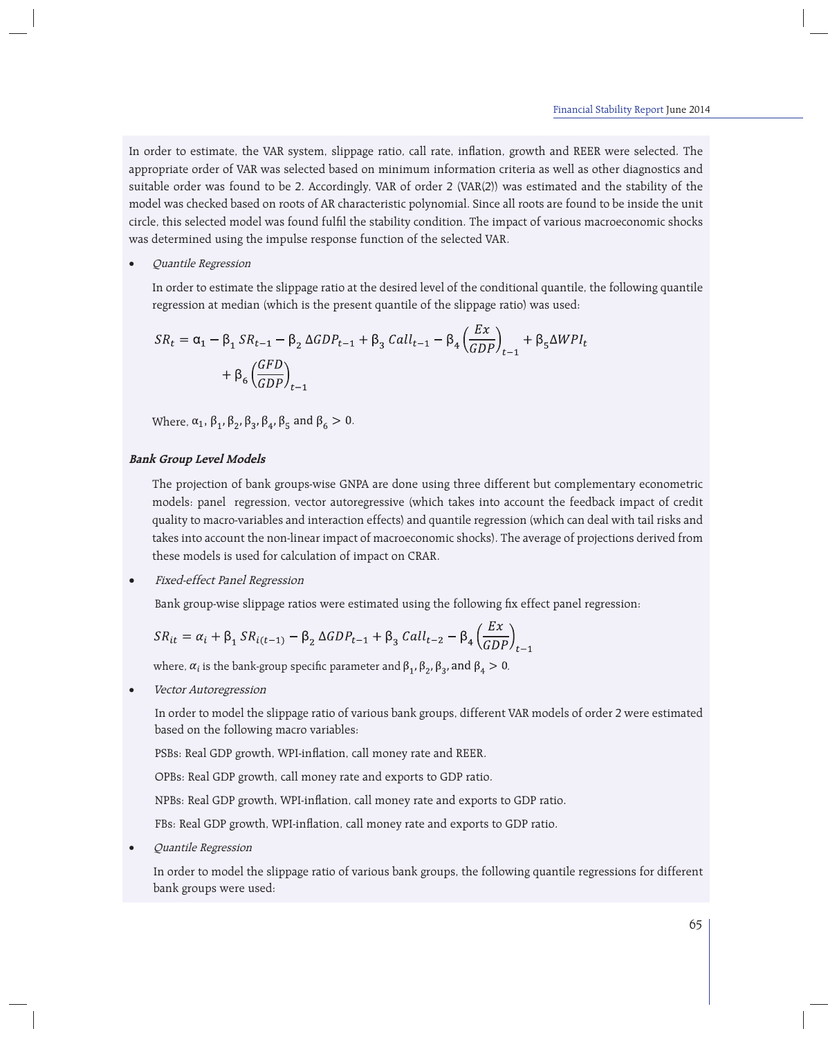In order to estimate, the VAR system, slippage ratio, call rate, inflation, growth and REER were selected. The appropriate order of VAR was selected based on minimum information criteria as well as other diagnostics and suitable order was found to be 2. Accordingly, VAR of order 2 (VAR(2)) was estimated and the stability of the model was checked based on roots of AR characteristic polynomial. Since all roots are found to be inside the unit circle, this selected model was found fulfil the stability condition. The impact of various macroeconomic shocks was determined using the impulse response function of the selected VAR.

- *Quantile Regression*

  In order to estimate the slippage ratio at the desired level of the conditional quantile, the following quantile regression at median (which is the present quantile of the slippage ratio) was used:

$$SR_t = \alpha_1 - \beta_1 SR_{t-1} - \beta_2 \Delta GDP_{t-1} + \beta_3 Call_{t-1} - \beta_4 \left(\frac{Ex}{GDP}\right)_{t-1} + \beta_5 \Delta WPI_t + \beta_6 \left(\frac{GFD}{GDP}\right)_{t-1}$$

  Where, $\alpha_1, \beta_1, \beta_2, \beta_3, \beta_4, \beta_5$ and $\beta_6 > 0$.

***Bank Group Level Models***

The projection of bank groups-wise GNPA are done using three different but complementary econometric models: panel regression, vector autoregressive (which takes into account the feedback impact of credit quality to macro-variables and interaction effects) and quantile regression (which can deal with tail risks and takes into account the non-linear impact of macroeconomic shocks). The average of projections derived from these models is used for calculation of impact on CRAR.

- *Fixed-effect Panel Regression*

  Bank group-wise slippage ratios were estimated using the following fix effect panel regression:

$$SR_{it} = \alpha_i + \beta_1 SR_{i(t-1)} - \beta_2 \Delta GDP_{t-1} + \beta_3 Call_{t-2} - \beta_4 \left(\frac{Ex}{GDP}\right)_{t-1}$$

  where, $\alpha_i$ is the bank-group specific parameter and $\beta_1, \beta_2, \beta_3$, and $\beta_4 > 0$.

- *Vector Autoregression*

  In order to model the slippage ratio of various bank groups, different VAR models of order 2 were estimated based on the following macro variables:

  PSBs: Real GDP growth, WPI-inflation, call money rate and REER.

  OPBs: Real GDP growth, call money rate and exports to GDP ratio.

  NPBs: Real GDP growth, WPI-inflation, call money rate and exports to GDP ratio.

  FBs: Real GDP growth, WPI-inflation, call money rate and exports to GDP ratio.

- *Quantile Regression*

  In order to model the slippage ratio of various bank groups, the following quantile regressions for different bank groups were used: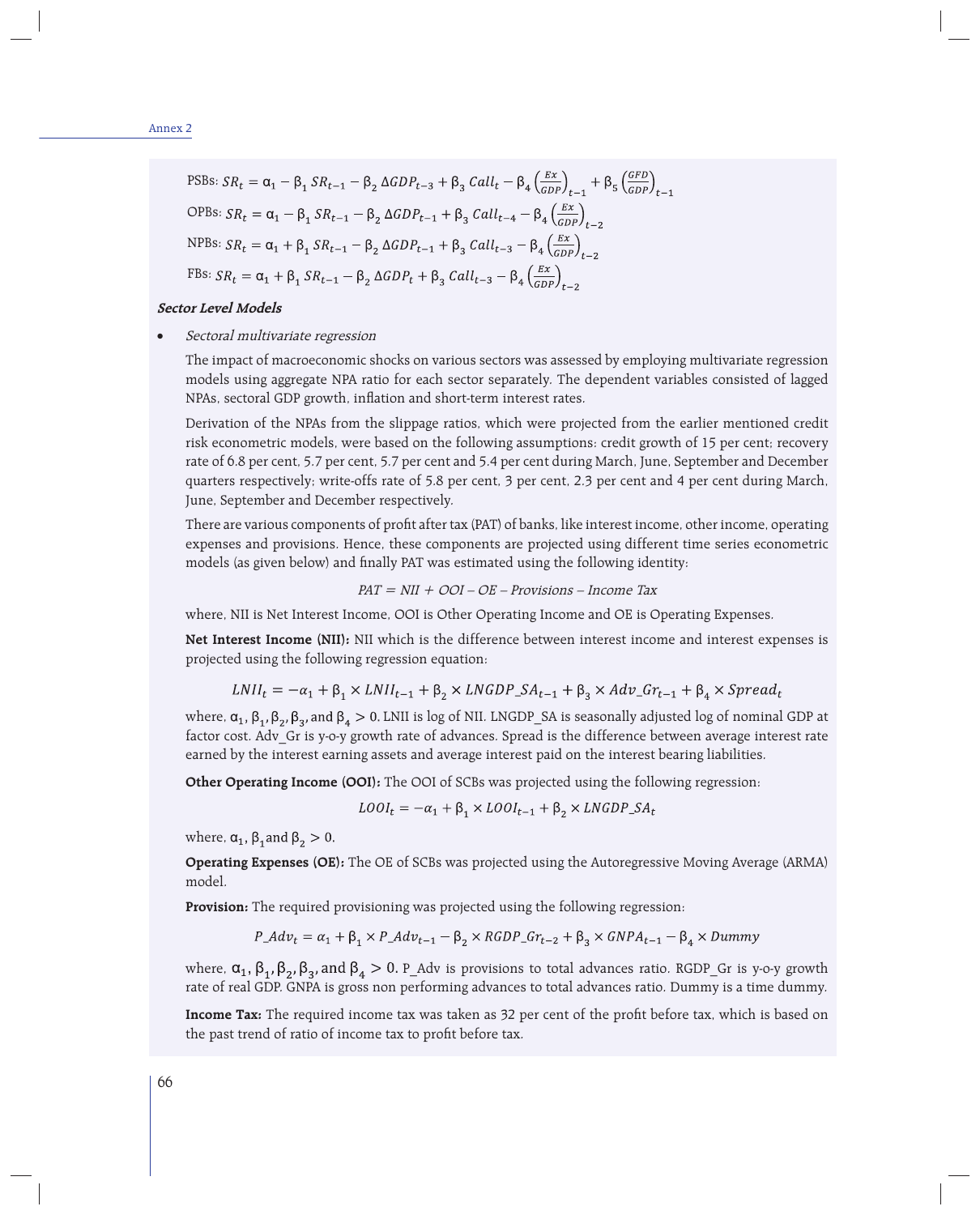PSBs: $SR_t = \alpha_1 - \beta_1 SR_{t-1} - \beta_2 \Delta GDP_{t-3} + \beta_3 Call_t - \beta_4 \left(\frac{Ex}{GDP}\right)_{t-1} + \beta_5 \left(\frac{GFD}{GDP}\right)_{t-1}$

OPBs: $SR_t = \alpha_1 - \beta_1 SR_{t-1} - \beta_2 \Delta GDP_{t-1} + \beta_3 Call_{t-4} - \beta_4 \left(\frac{Ex}{GDP}\right)_{t-2}$

NPBs: $SR_t = \alpha_1 + \beta_1 SR_{t-1} - \beta_2 \Delta GDP_{t-1} + \beta_3 Call_{t-3} - \beta_4 \left(\frac{Ex}{GDP}\right)_{t-2}$

FBs: $SR_t = \alpha_1 + \beta_1 SR_{t-1} - \beta_2 \Delta GDP_t + \beta_3 Call_{t-3} - \beta_4 \left(\frac{Ex}{GDP}\right)_{t-2}$

***Sector Level Models***

- *Sectoral multivariate regression*

  The impact of macroeconomic shocks on various sectors was assessed by employing multivariate regression models using aggregate NPA ratio for each sector separately. The dependent variables consisted of lagged NPAs, sectoral GDP growth, inflation and short-term interest rates.

  Derivation of the NPAs from the slippage ratios, which were projected from the earlier mentioned credit risk econometric models, were based on the following assumptions: credit growth of 15 per cent; recovery rate of 6.8 per cent, 5.7 per cent, 5.7 per cent and 5.4 per cent during March, June, September and December quarters respectively; write-offs rate of 5.8 per cent, 3 per cent, 2.3 per cent and 4 per cent during March, June, September and December respectively.

  There are various components of profit after tax (PAT) of banks, like interest income, other income, operating expenses and provisions. Hence, these components are projected using different time series econometric models (as given below) and finally PAT was estimated using the following identity:

  $$PAT = NII + OOI - OE - Provisions - Income\ Tax$$

  where, NII is Net Interest Income, OOI is Other Operating Income and OE is Operating Expenses.

  **Net Interest Income (NII):** NII which is the difference between interest income and interest expenses is projected using the following regression equation:

  $$LNII_t = -\alpha_1 + \beta_1 \times LNII_{t-1} + \beta_2 \times LNGDP\_SA_{t-1} + \beta_3 \times Adv\_Gr_{t-1} + \beta_4 \times Spread_t$$

  where, $\alpha_1, \beta_1, \beta_2, \beta_3$, and $\beta_4 > 0$. LNII is log of NII. LNGDP_SA is seasonally adjusted log of nominal GDP at factor cost. Adv_Gr is y-o-y growth rate of advances. Spread is the difference between average interest rate earned by the interest earning assets and average interest paid on the interest bearing liabilities.

  **Other Operating Income (OOI):** The OOI of SCBs was projected using the following regression:

  $$LOOI_t = -\alpha_1 + \beta_1 \times LOOI_{t-1} + \beta_2 \times LNGDP\_SA_t$$

  where, $\alpha_1, \beta_1$ and $\beta_2 > 0$.

  **Operating Expenses (OE):** The OE of SCBs was projected using the Autoregressive Moving Average (ARMA) model.

  **Provision:** The required provisioning was projected using the following regression:

  $$P\_Adv_t = \alpha_1 + \beta_1 \times P\_Adv_{t-1} - \beta_2 \times RGDP\_Gr_{t-2} + \beta_3 \times GNPA_{t-1} - \beta_4 \times Dummy$$

  where, $\alpha_1, \beta_1, \beta_2, \beta_3$, and $\beta_4 > 0$. P_Adv is provisions to total advances ratio. RGDP_Gr is y-o-y growth rate of real GDP. GNPA is gross non performing advances to total advances ratio. Dummy is a time dummy.

  **Income Tax:** The required income tax was taken as 32 per cent of the profit before tax, which is based on the past trend of ratio of income tax to profit before tax.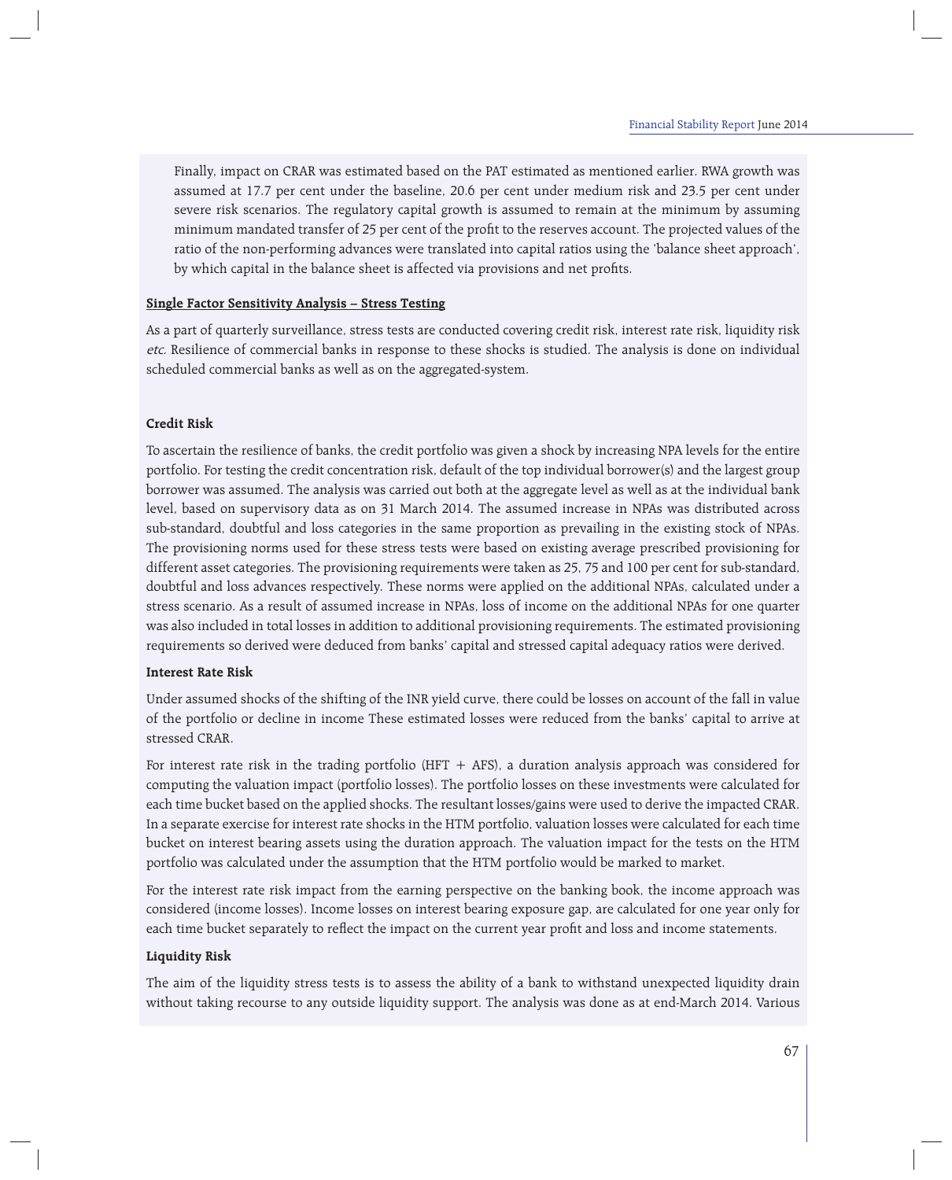Finally, impact on CRAR was estimated based on the PAT estimated as mentioned earlier. RWA growth was assumed at 17.7 per cent under the baseline, 20.6 per cent under medium risk and 23.5 per cent under severe risk scenarios. The regulatory capital growth is assumed to remain at the minimum by assuming minimum mandated transfer of 25 per cent of the profit to the reserves account. The projected values of the ratio of the non-performing advances were translated into capital ratios using the 'balance sheet approach', by which capital in the balance sheet is affected via provisions and net profits.

**Single Factor Sensitivity Analysis – Stress Testing**

As a part of quarterly surveillance, stress tests are conducted covering credit risk, interest rate risk, liquidity risk *etc.* Resilience of commercial banks in response to these shocks is studied. The analysis is done on individual scheduled commercial banks as well as on the aggregated-system.

**Credit Risk**

To ascertain the resilience of banks, the credit portfolio was given a shock by increasing NPA levels for the entire portfolio. For testing the credit concentration risk, default of the top individual borrower(s) and the largest group borrower was assumed. The analysis was carried out both at the aggregate level as well as at the individual bank level, based on supervisory data as on 31 March 2014. The assumed increase in NPAs was distributed across sub-standard, doubtful and loss categories in the same proportion as prevailing in the existing stock of NPAs. The provisioning norms used for these stress tests were based on existing average prescribed provisioning for different asset categories. The provisioning requirements were taken as 25, 75 and 100 per cent for sub-standard, doubtful and loss advances respectively. These norms were applied on the additional NPAs, calculated under a stress scenario. As a result of assumed increase in NPAs, loss of income on the additional NPAs for one quarter was also included in total losses in addition to additional provisioning requirements. The estimated provisioning requirements so derived were deduced from banks' capital and stressed capital adequacy ratios were derived.

**Interest Rate Risk**

Under assumed shocks of the shifting of the INR yield curve, there could be losses on account of the fall in value of the portfolio or decline in income These estimated losses were reduced from the banks' capital to arrive at stressed CRAR.

For interest rate risk in the trading portfolio (HFT + AFS), a duration analysis approach was considered for computing the valuation impact (portfolio losses). The portfolio losses on these investments were calculated for each time bucket based on the applied shocks. The resultant losses/gains were used to derive the impacted CRAR. In a separate exercise for interest rate shocks in the HTM portfolio, valuation losses were calculated for each time bucket on interest bearing assets using the duration approach. The valuation impact for the tests on the HTM portfolio was calculated under the assumption that the HTM portfolio would be marked to market.

For the interest rate risk impact from the earning perspective on the banking book, the income approach was considered (income losses). Income losses on interest bearing exposure gap, are calculated for one year only for each time bucket separately to reflect the impact on the current year profit and loss and income statements.

**Liquidity Risk**

The aim of the liquidity stress tests is to assess the ability of a bank to withstand unexpected liquidity drain without taking recourse to any outside liquidity support. The analysis was done as at end-March 2014. Various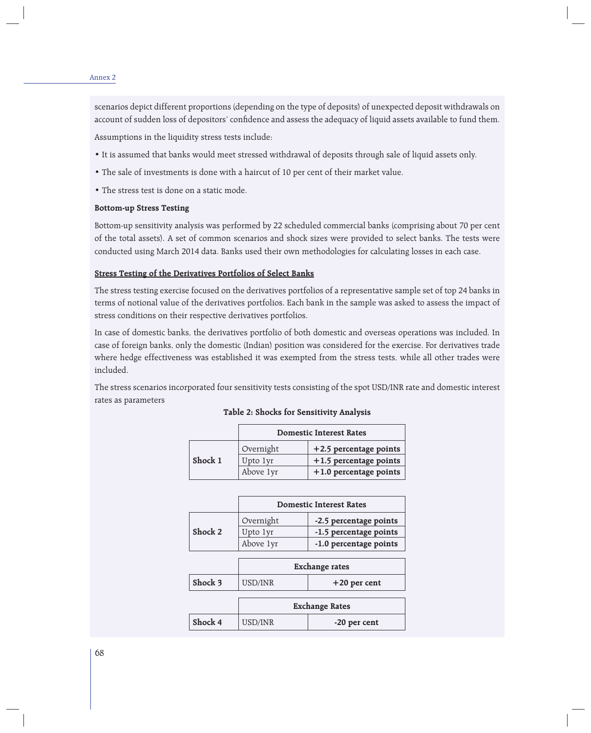scenarios depict different proportions (depending on the type of deposits) of unexpected deposit withdrawals on account of sudden loss of depositors' confidence and assess the adequacy of liquid assets available to fund them.

Assumptions in the liquidity stress tests include:

- It is assumed that banks would meet stressed withdrawal of deposits through sale of liquid assets only.
- The sale of investments is done with a haircut of 10 per cent of their market value.
- The stress test is done on a static mode.

**Bottom-up Stress Testing**

Bottom-up sensitivity analysis was performed by 22 scheduled commercial banks (comprising about 70 per cent of the total assets). A set of common scenarios and shock sizes were provided to select banks. The tests were conducted using March 2014 data. Banks used their own methodologies for calculating losses in each case.

**Stress Testing of the Derivatives Portfolios of Select Banks**

The stress testing exercise focused on the derivatives portfolios of a representative sample set of top 24 banks in terms of notional value of the derivatives portfolios. Each bank in the sample was asked to assess the impact of stress conditions on their respective derivatives portfolios.

In case of domestic banks, the derivatives portfolio of both domestic and overseas operations was included. In case of foreign banks, only the domestic (Indian) position was considered for the exercise. For derivatives trade where hedge effectiveness was established it was exempted from the stress tests, while all other trades were included.

The stress scenarios incorporated four sensitivity tests consisting of the spot USD/INR rate and domestic interest rates as parameters

**Table 2: Shocks for Sensitivity Analysis**

| | Domestic Interest Rates | |
|---|---|---|
| **Shock 1** | Overnight | **+2.5 percentage points** |
| | Upto 1yr | **+1.5 percentage points** |
| | Above 1yr | **+1.0 percentage points** |

| | Domestic Interest Rates | |
|---|---|---|
| **Shock 2** | Overnight | **-2.5 percentage points** |
| | Upto 1yr | **-1.5 percentage points** |
| | Above 1yr | **-1.0 percentage points** |

| | Exchange rates | |
|---|---|---|
| **Shock 3** | USD/INR | **+20 per cent** |

| | Exchange Rates | |
|---|---|---|
| **Shock 4** | USD/INR | **-20 per cent** |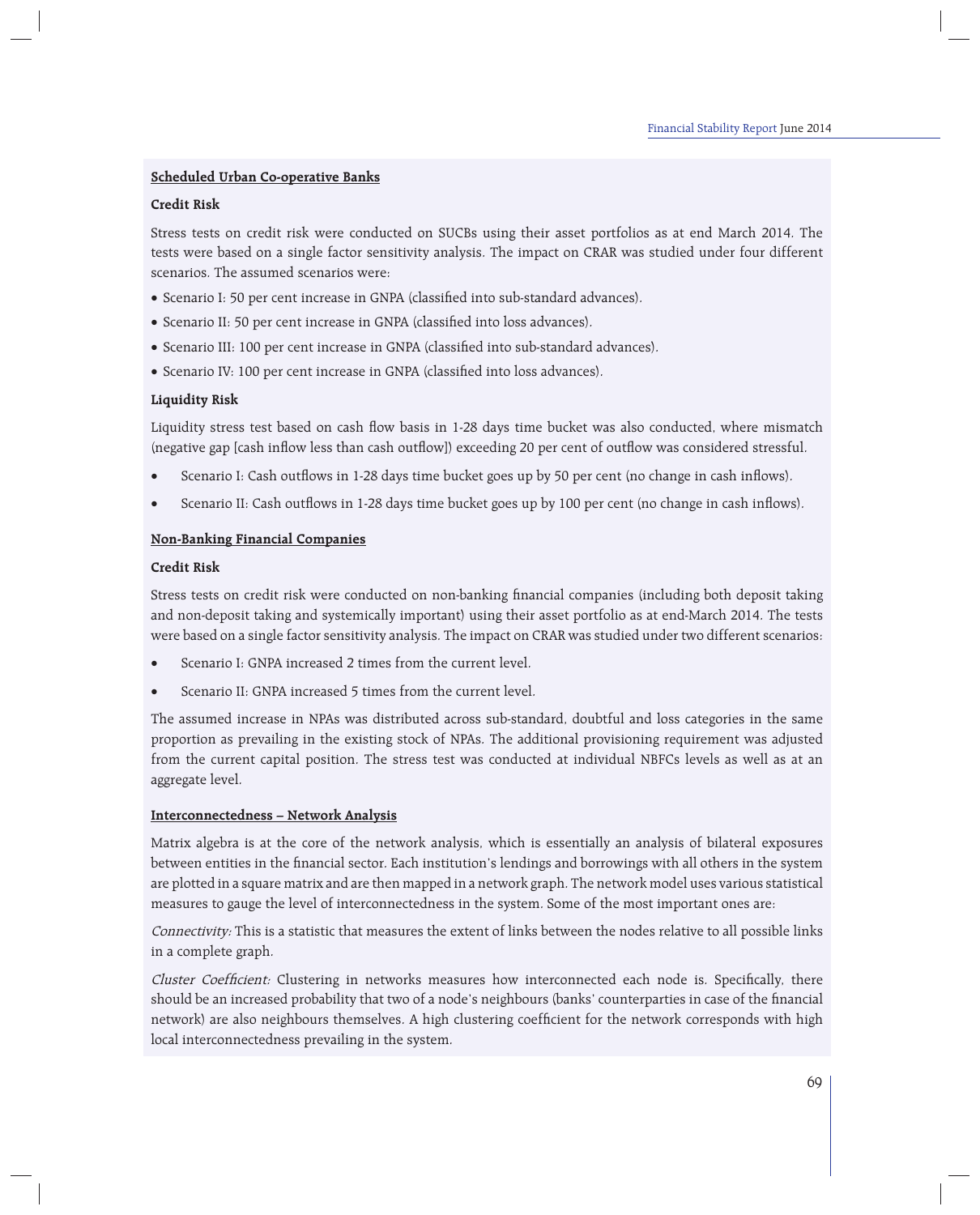**Scheduled Urban Co-operative Banks**

**Credit Risk**

Stress tests on credit risk were conducted on SUCBs using their asset portfolios as at end March 2014. The tests were based on a single factor sensitivity analysis. The impact on CRAR was studied under four different scenarios. The assumed scenarios were:

- Scenario I: 50 per cent increase in GNPA (classified into sub-standard advances).
- Scenario II: 50 per cent increase in GNPA (classified into loss advances).
- Scenario III: 100 per cent increase in GNPA (classified into sub-standard advances).
- Scenario IV: 100 per cent increase in GNPA (classified into loss advances).

**Liquidity Risk**

Liquidity stress test based on cash flow basis in 1-28 days time bucket was also conducted, where mismatch (negative gap [cash inflow less than cash outflow]) exceeding 20 per cent of outflow was considered stressful.

- Scenario I: Cash outflows in 1-28 days time bucket goes up by 50 per cent (no change in cash inflows).
- Scenario II: Cash outflows in 1-28 days time bucket goes up by 100 per cent (no change in cash inflows).

**Non-Banking Financial Companies**

**Credit Risk**

Stress tests on credit risk were conducted on non-banking financial companies (including both deposit taking and non-deposit taking and systemically important) using their asset portfolio as at end-March 2014. The tests were based on a single factor sensitivity analysis. The impact on CRAR was studied under two different scenarios:

- Scenario I: GNPA increased 2 times from the current level.
- Scenario II: GNPA increased 5 times from the current level.

The assumed increase in NPAs was distributed across sub-standard, doubtful and loss categories in the same proportion as prevailing in the existing stock of NPAs. The additional provisioning requirement was adjusted from the current capital position. The stress test was conducted at individual NBFCs levels as well as at an aggregate level.

**Interconnectedness – Network Analysis**

Matrix algebra is at the core of the network analysis, which is essentially an analysis of bilateral exposures between entities in the financial sector. Each institution's lendings and borrowings with all others in the system are plotted in a square matrix and are then mapped in a network graph. The network model uses various statistical measures to gauge the level of interconnectedness in the system. Some of the most important ones are:

*Connectivity:* This is a statistic that measures the extent of links between the nodes relative to all possible links in a complete graph.

*Cluster Coefficient:* Clustering in networks measures how interconnected each node is. Specifically, there should be an increased probability that two of a node's neighbours (banks' counterparties in case of the financial network) are also neighbours themselves. A high clustering coefficient for the network corresponds with high local interconnectedness prevailing in the system.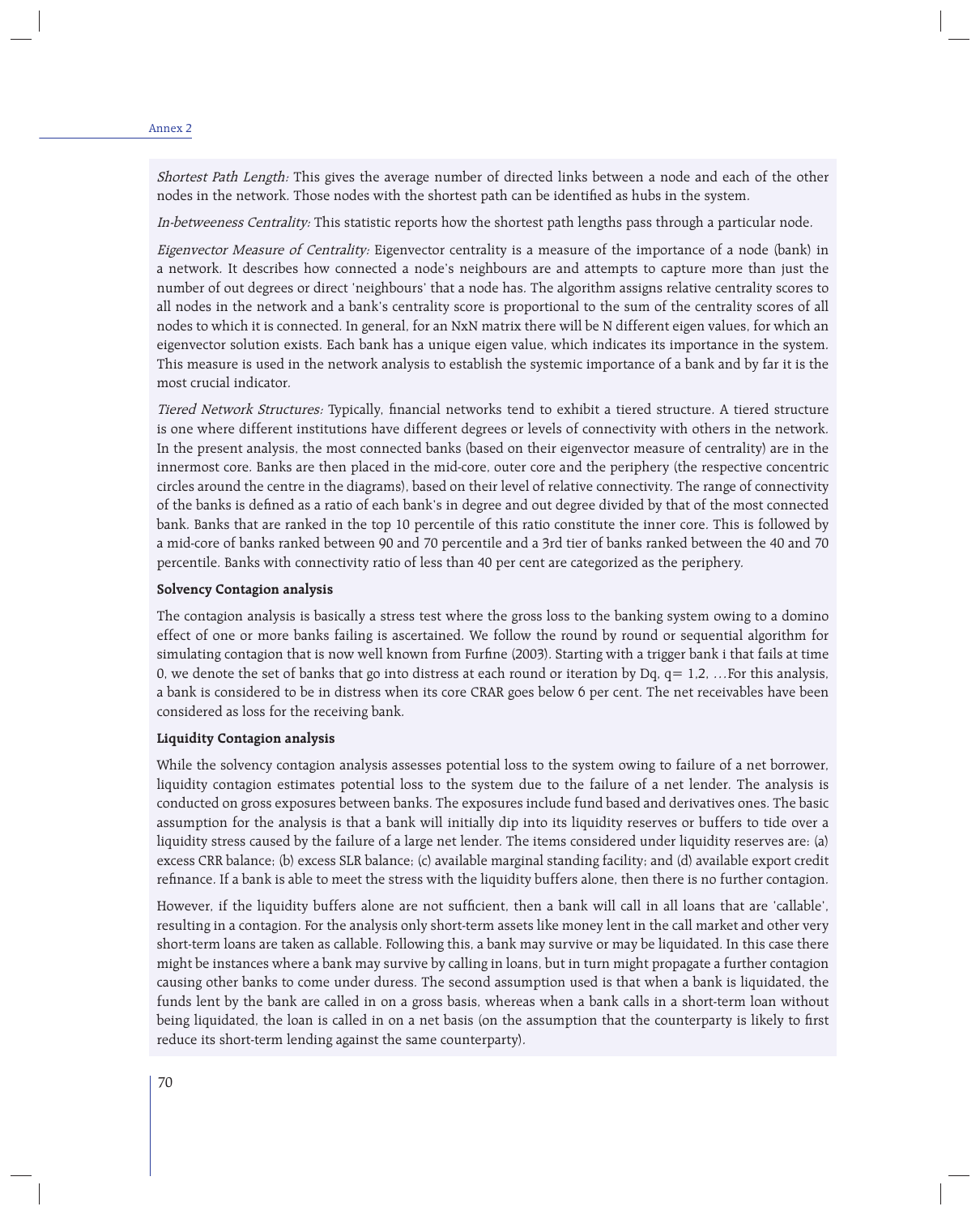*Shortest Path Length:* This gives the average number of directed links between a node and each of the other nodes in the network. Those nodes with the shortest path can be identified as hubs in the system.

*In-betweeness Centrality:* This statistic reports how the shortest path lengths pass through a particular node.

*Eigenvector Measure of Centrality:* Eigenvector centrality is a measure of the importance of a node (bank) in a network. It describes how connected a node's neighbours are and attempts to capture more than just the number of out degrees or direct 'neighbours' that a node has. The algorithm assigns relative centrality scores to all nodes in the network and a bank's centrality score is proportional to the sum of the centrality scores of all nodes to which it is connected. In general, for an NxN matrix there will be N different eigen values, for which an eigenvector solution exists. Each bank has a unique eigen value, which indicates its importance in the system. This measure is used in the network analysis to establish the systemic importance of a bank and by far it is the most crucial indicator.

*Tiered Network Structures:* Typically, financial networks tend to exhibit a tiered structure. A tiered structure is one where different institutions have different degrees or levels of connectivity with others in the network. In the present analysis, the most connected banks (based on their eigenvector measure of centrality) are in the innermost core. Banks are then placed in the mid-core, outer core and the periphery (the respective concentric circles around the centre in the diagrams), based on their level of relative connectivity. The range of connectivity of the banks is defined as a ratio of each bank's in degree and out degree divided by that of the most connected bank. Banks that are ranked in the top 10 percentile of this ratio constitute the inner core. This is followed by a mid-core of banks ranked between 90 and 70 percentile and a 3rd tier of banks ranked between the 40 and 70 percentile. Banks with connectivity ratio of less than 40 per cent are categorized as the periphery.

**Solvency Contagion analysis**

The contagion analysis is basically a stress test where the gross loss to the banking system owing to a domino effect of one or more banks failing is ascertained. We follow the round by round or sequential algorithm for simulating contagion that is now well known from Furfine (2003). Starting with a trigger bank i that fails at time 0, we denote the set of banks that go into distress at each round or iteration by $D_q$, $q = 1,2, \ldots$ For this analysis, a bank is considered to be in distress when its core CRAR goes below 6 per cent. The net receivables have been considered as loss for the receiving bank.

**Liquidity Contagion analysis**

While the solvency contagion analysis assesses potential loss to the system owing to failure of a net borrower, liquidity contagion estimates potential loss to the system due to the failure of a net lender. The analysis is conducted on gross exposures between banks. The exposures include fund based and derivatives ones. The basic assumption for the analysis is that a bank will initially dip into its liquidity reserves or buffers to tide over a liquidity stress caused by the failure of a large net lender. The items considered under liquidity reserves are: (a) excess CRR balance; (b) excess SLR balance; (c) available marginal standing facility; and (d) available export credit refinance. If a bank is able to meet the stress with the liquidity buffers alone, then there is no further contagion.

However, if the liquidity buffers alone are not sufficient, then a bank will call in all loans that are 'callable', resulting in a contagion. For the analysis only short-term assets like money lent in the call market and other very short-term loans are taken as callable. Following this, a bank may survive or may be liquidated. In this case there might be instances where a bank may survive by calling in loans, but in turn might propagate a further contagion causing other banks to come under duress. The second assumption used is that when a bank is liquidated, the funds lent by the bank are called in on a gross basis, whereas when a bank calls in a short-term loan without being liquidated, the loan is called in on a net basis (on the assumption that the counterparty is likely to first reduce its short-term lending against the same counterparty).